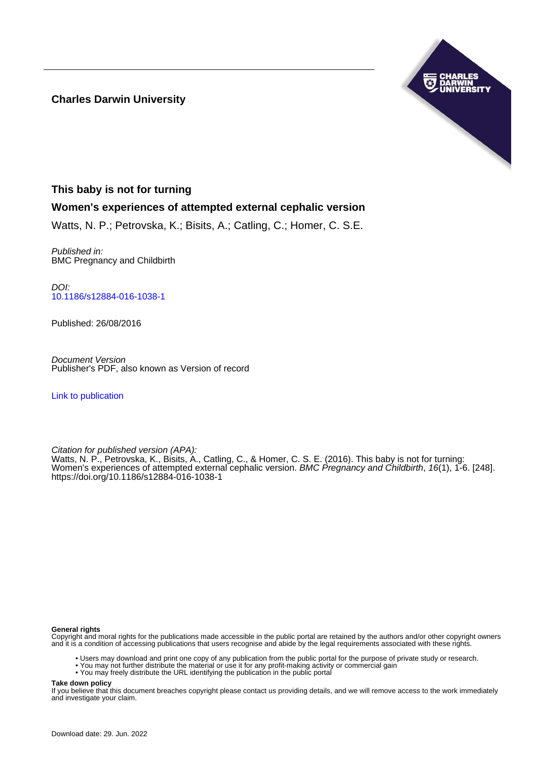**Charles Darwin University**

# This baby is not for turning

## Women's experiences of attempted external cephalic version

Watts, N. P.; Petrovska, K.; Bisits, A.; Catling, C.; Homer, C. S.E.

*Published in:*
BMC Pregnancy and Childbirth

*DOI:*
10.1186/s12884-016-1038-1

Published: 26/08/2016

*Document Version*
Publisher's PDF, also known as Version of record

Link to publication

*Citation for published version (APA):*
Watts, N. P., Petrovska, K., Bisits, A., Catling, C., & Homer, C. S. E. (2016). This baby is not for turning: Women's experiences of attempted external cephalic version. *BMC Pregnancy and Childbirth*, *16*(1), 1-6. [248]. https://doi.org/10.1186/s12884-016-1038-1

**General rights**
Copyright and moral rights for the publications made accessible in the public portal are retained by the authors and/or other copyright owners and it is a condition of accessing publications that users recognise and abide by the legal requirements associated with these rights.

- Users may download and print one copy of any publication from the public portal for the purpose of private study or research.
- You may not further distribute the material or use it for any profit-making activity or commercial gain
- You may freely distribute the URL identifying the publication in the public portal

**Take down policy**
If you believe that this document breaches copyright please contact us providing details, and we will remove access to the work immediately and investigate your claim.

Download date: 29. Jun. 2022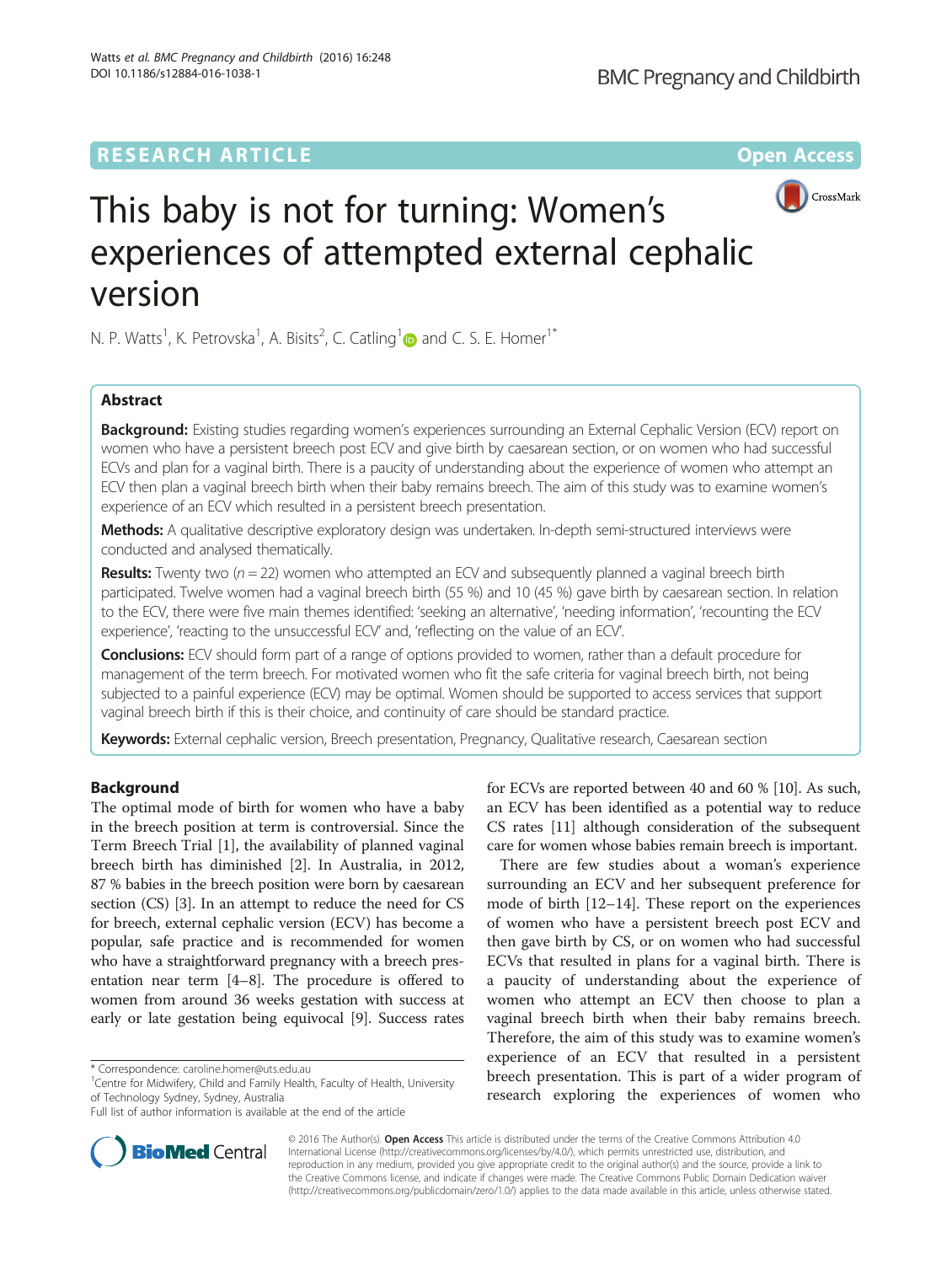# This baby is not for turning: Women's experiences of attempted external cephalic version

N. P. Watts[1], K. Petrovska[1], A. Bisits[2], C. Catling[1] and C. S. E. Homer[1*]

## Abstract

**Background:** Existing studies regarding women's experiences surrounding an External Cephalic Version (ECV) report on women who have a persistent breech post ECV and give birth by caesarean section, or on women who had successful ECVs and plan for a vaginal birth. There is a paucity of understanding about the experience of women who attempt an ECV then plan a vaginal breech birth when their baby remains breech. The aim of this study was to examine women's experience of an ECV which resulted in a persistent breech presentation.

**Methods:** A qualitative descriptive exploratory design was undertaken. In-depth semi-structured interviews were conducted and analysed thematically.

**Results:** Twenty two ($n = 22$) women who attempted an ECV and subsequently planned a vaginal breech birth participated. Twelve women had a vaginal breech birth (55 %) and 10 (45 %) gave birth by caesarean section. In relation to the ECV, there were five main themes identified: 'seeking an alternative', 'needing information', 'recounting the ECV experience', 'reacting to the unsuccessful ECV' and, 'reflecting on the value of an ECV'.

**Conclusions:** ECV should form part of a range of options provided to women, rather than a default procedure for management of the term breech. For motivated women who fit the safe criteria for vaginal breech birth, not being subjected to a painful experience (ECV) may be optimal. Women should be supported to access services that support vaginal breech birth if this is their choice, and continuity of care should be standard practice.

**Keywords:** External cephalic version, Breech presentation, Pregnancy, Qualitative research, Caesarean section

## Background

The optimal mode of birth for women who have a baby in the breech position at term is controversial. Since the Term Breech Trial [1], the availability of planned vaginal breech birth has diminished [2]. In Australia, in 2012, 87 % babies in the breech position were born by caesarean section (CS) [3]. In an attempt to reduce the need for CS for breech, external cephalic version (ECV) has become a popular, safe practice and is recommended for women who have a straightforward pregnancy with a breech presentation near term [4–8]. The procedure is offered to women from around 36 weeks gestation with success at early or late gestation being equivocal [9]. Success rates for ECVs are reported between 40 and 60 % [10]. As such, an ECV has been identified as a potential way to reduce CS rates [11] although consideration of the subsequent care for women whose babies remain breech is important.

There are few studies about a woman's experience surrounding an ECV and her subsequent preference for mode of birth [12–14]. These report on the experiences of women who have a persistent breech post ECV and then gave birth by CS, or on women who had successful ECVs that resulted in plans for a vaginal birth. There is a paucity of understanding about the experience of women who attempt an ECV then choose to plan a vaginal breech birth when their baby remains breech. Therefore, the aim of this study was to examine women's experience of an ECV that resulted in a persistent breech presentation. This is part of a wider program of research exploring the experiences of women who

\* Correspondence: caroline.homer@uts.edu.au
[1]Centre for Midwifery, Child and Family Health, Faculty of Health, University of Technology Sydney, Sydney, Australia
Full list of author information is available at the end of the article

© 2016 The Author(s). **Open Access** This article is distributed under the terms of the Creative Commons Attribution 4.0 International License (http://creativecommons.org/licenses/by/4.0/), which permits unrestricted use, distribution, and reproduction in any medium, provided you give appropriate credit to the original author(s) and the source, provide a link to the Creative Commons license, and indicate if changes were made. The Creative Commons Public Domain Dedication waiver (http://creativecommons.org/publicdomain/zero/1.0/) applies to the data made available in this article, unless otherwise stated.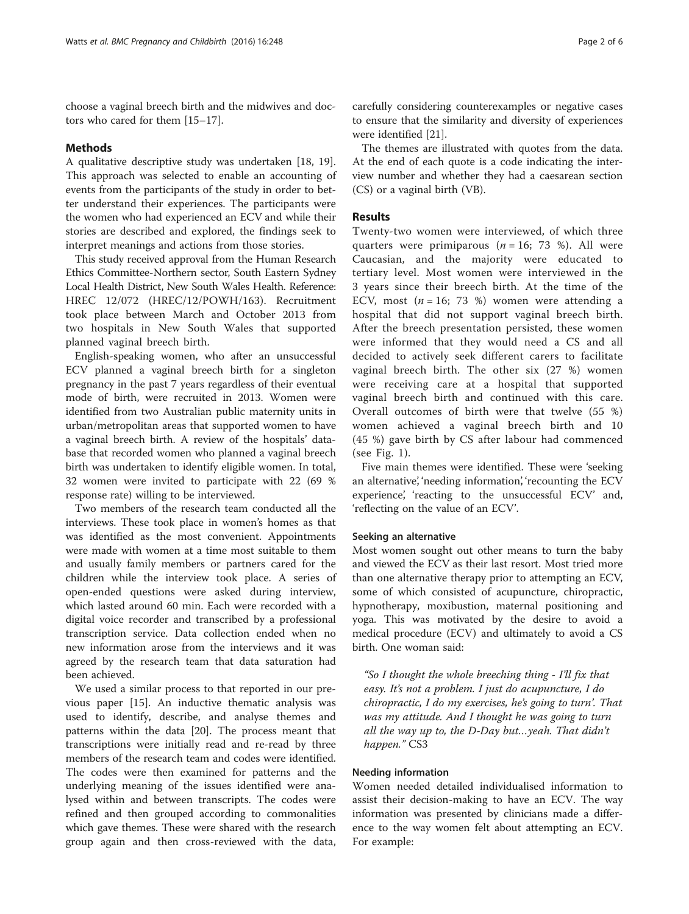choose a vaginal breech birth and the midwives and doctors who cared for them [15–17].

## Methods

A qualitative descriptive study was undertaken [18, 19]. This approach was selected to enable an accounting of events from the participants of the study in order to better understand their experiences. The participants were the women who had experienced an ECV and while their stories are described and explored, the findings seek to interpret meanings and actions from those stories.

This study received approval from the Human Research Ethics Committee-Northern sector, South Eastern Sydney Local Health District, New South Wales Health. Reference: HREC 12/072 (HREC/12/POWH/163). Recruitment took place between March and October 2013 from two hospitals in New South Wales that supported planned vaginal breech birth.

English-speaking women, who after an unsuccessful ECV planned a vaginal breech birth for a singleton pregnancy in the past 7 years regardless of their eventual mode of birth, were recruited in 2013. Women were identified from two Australian public maternity units in urban/metropolitan areas that supported women to have a vaginal breech birth. A review of the hospitals' database that recorded women who planned a vaginal breech birth was undertaken to identify eligible women. In total, 32 women were invited to participate with 22 (69 % response rate) willing to be interviewed.

Two members of the research team conducted all the interviews. These took place in women's homes as that was identified as the most convenient. Appointments were made with women at a time most suitable to them and usually family members or partners cared for the children while the interview took place. A series of open-ended questions were asked during interview, which lasted around 60 min. Each were recorded with a digital voice recorder and transcribed by a professional transcription service. Data collection ended when no new information arose from the interviews and it was agreed by the research team that data saturation had been achieved.

We used a similar process to that reported in our previous paper [15]. An inductive thematic analysis was used to identify, describe, and analyse themes and patterns within the data [20]. The process meant that transcriptions were initially read and re-read by three members of the research team and codes were identified. The codes were then examined for patterns and the underlying meaning of the issues identified were analysed within and between transcripts. The codes were refined and then grouped according to commonalities which gave themes. These were shared with the research group again and then cross-reviewed with the data, carefully considering counterexamples or negative cases to ensure that the similarity and diversity of experiences were identified [21].

The themes are illustrated with quotes from the data. At the end of each quote is a code indicating the interview number and whether they had a caesarean section (CS) or a vaginal birth (VB).

## Results

Twenty-two women were interviewed, of which three quarters were primiparous ($n = 16$; 73 %). All were Caucasian, and the majority were educated to tertiary level. Most women were interviewed in the 3 years since their breech birth. At the time of the ECV, most ($n = 16$; 73 %) women were attending a hospital that did not support vaginal breech birth. After the breech presentation persisted, these women were informed that they would need a CS and all decided to actively seek different carers to facilitate vaginal breech birth. The other six (27 %) women were receiving care at a hospital that supported vaginal breech birth and continued with this care. Overall outcomes of birth were that twelve (55 %) women achieved a vaginal breech birth and 10 (45 %) gave birth by CS after labour had commenced (see Fig. 1).

Five main themes were identified. These were 'seeking an alternative', 'needing information', 'recounting the ECV experience', 'reacting to the unsuccessful ECV' and, 'reflecting on the value of an ECV'.

### Seeking an alternative

Most women sought out other means to turn the baby and viewed the ECV as their last resort. Most tried more than one alternative therapy prior to attempting an ECV, some of which consisted of acupuncture, chiropractic, hypnotherapy, moxibustion, maternal positioning and yoga. This was motivated by the desire to avoid a medical procedure (ECV) and ultimately to avoid a CS birth. One woman said:

> *"So I thought the whole breeching thing - I'll fix that easy. It's not a problem. I just do acupuncture, I do chiropractic, I do my exercises, he's going to turn'. That was my attitude. And I thought he was going to turn all the way up to, the D-Day but…yeah. That didn't happen."* CS3

### Needing information

Women needed detailed individualised information to assist their decision-making to have an ECV. The way information was presented by clinicians made a difference to the way women felt about attempting an ECV. For example: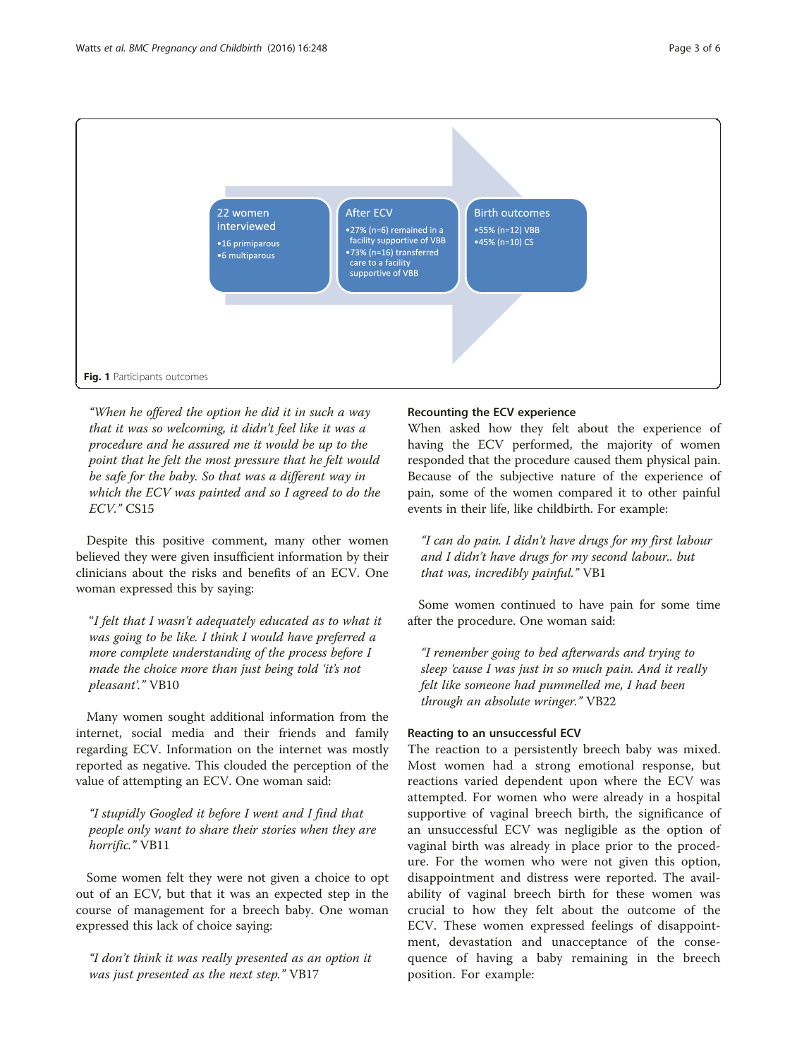22 women interviewed

- 16 primiparous
- 6 multiparous

After ECV

- 27% (n=6) remained in a facility supportive of VBB
- 73% (n=16) transferred care to a facility supportive of VBB

Birth outcomes

- 55% (n=12) VBB
- 45% (n=10) CS

**Fig. 1** Participants outcomes

*"When he offered the option he did it in such a way that it was so welcoming, it didn't feel like it was a procedure and he assured me it would be up to the point that he felt the most pressure that he felt would be safe for the baby. So that was a different way in which the ECV was painted and so I agreed to do the ECV."* CS15

Despite this positive comment, many other women believed they were given insufficient information by their clinicians about the risks and benefits of an ECV. One woman expressed this by saying:

*"I felt that I wasn't adequately educated as to what it was going to be like. I think I would have preferred a more complete understanding of the process before I made the choice more than just being told 'it's not pleasant'."* VB10

Many women sought additional information from the internet, social media and their friends and family regarding ECV. Information on the internet was mostly reported as negative. This clouded the perception of the value of attempting an ECV. One woman said:

*"I stupidly Googled it before I went and I find that people only want to share their stories when they are horrific."* VB11

Some women felt they were not given a choice to opt out of an ECV, but that it was an expected step in the course of management for a breech baby. One woman expressed this lack of choice saying:

*"I don't think it was really presented as an option it was just presented as the next step."* VB17

### Recounting the ECV experience

When asked how they felt about the experience of having the ECV performed, the majority of women responded that the procedure caused them physical pain. Because of the subjective nature of the experience of pain, some of the women compared it to other painful events in their life, like childbirth. For example:

*"I can do pain. I didn't have drugs for my first labour and I didn't have drugs for my second labour.. but that was, incredibly painful."* VB1

Some women continued to have pain for some time after the procedure. One woman said:

*"I remember going to bed afterwards and trying to sleep 'cause I was just in so much pain. And it really felt like someone had pummelled me, I had been through an absolute wringer."* VB22

### Reacting to an unsuccessful ECV

The reaction to a persistently breech baby was mixed. Most women had a strong emotional response, but reactions varied dependent upon where the ECV was attempted. For women who were already in a hospital supportive of vaginal breech birth, the significance of an unsuccessful ECV was negligible as the option of vaginal birth was already in place prior to the procedure. For the women who were not given this option, disappointment and distress were reported. The availability of vaginal breech birth for these women was crucial to how they felt about the outcome of the ECV. These women expressed feelings of disappointment, devastation and unacceptance of the consequence of having a baby remaining in the breech position. For example: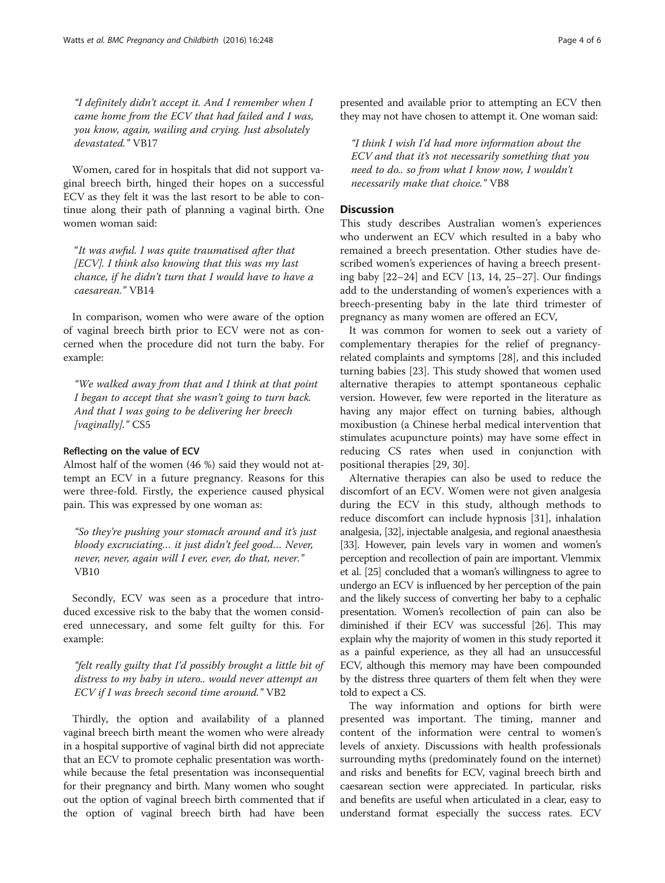"I definitely didn't accept it. And I remember when I came home from the ECV that had failed and I was, you know, again, wailing and crying. Just absolutely devastated." VB17

Women, cared for in hospitals that did not support vaginal breech birth, hinged their hopes on a successful ECV as they felt it was the last resort to be able to continue along their path of planning a vaginal birth. One women woman said:

"It was awful. I was quite traumatised after that [ECV]. I think also knowing that this was my last chance, if he didn't turn that I would have to have a caesarean." VB14

In comparison, women who were aware of the option of vaginal breech birth prior to ECV were not as concerned when the procedure did not turn the baby. For example:

"We walked away from that and I think at that point I began to accept that she wasn't going to turn back. And that I was going to be delivering her breech [vaginally]." CS5

#### Reflecting on the value of ECV

Almost half of the women (46 %) said they would not attempt an ECV in a future pregnancy. Reasons for this were three-fold. Firstly, the experience caused physical pain. This was expressed by one woman as:

"So they're pushing your stomach around and it's just bloody excruciating… it just didn't feel good… Never, never, never, again will I ever, ever, do that, never." VB10

Secondly, ECV was seen as a procedure that introduced excessive risk to the baby that the women considered unnecessary, and some felt guilty for this. For example:

"felt really guilty that I'd possibly brought a little bit of distress to my baby in utero.. would never attempt an ECV if I was breech second time around." VB2

Thirdly, the option and availability of a planned vaginal breech birth meant the women who were already in a hospital supportive of vaginal birth did not appreciate that an ECV to promote cephalic presentation was worthwhile because the fetal presentation was inconsequential for their pregnancy and birth. Many women who sought out the option of vaginal breech birth commented that if the option of vaginal breech birth had have been presented and available prior to attempting an ECV then they may not have chosen to attempt it. One woman said:

"I think I wish I'd had more information about the ECV and that it's not necessarily something that you need to do.. so from what I know now, I wouldn't necessarily make that choice." VB8

## Discussion

This study describes Australian women's experiences who underwent an ECV which resulted in a baby who remained a breech presentation. Other studies have described women's experiences of having a breech presenting baby [22–24] and ECV [13, 14, 25–27]. Our findings add to the understanding of women's experiences with a breech-presenting baby in the late third trimester of pregnancy as many women are offered an ECV,

It was common for women to seek out a variety of complementary therapies for the relief of pregnancy-related complaints and symptoms [28], and this included turning babies [23]. This study showed that women used alternative therapies to attempt spontaneous cephalic version. However, few were reported in the literature as having any major effect on turning babies, although moxibustion (a Chinese herbal medical intervention that stimulates acupuncture points) may have some effect in reducing CS rates when used in conjunction with positional therapies [29, 30].

Alternative therapies can also be used to reduce the discomfort of an ECV. Women were not given analgesia during the ECV in this study, although methods to reduce discomfort can include hypnosis [31], inhalation analgesia, [32], injectable analgesia, and regional anaesthesia [33]. However, pain levels vary in women and women's perception and recollection of pain are important. Vlemmix et al. [25] concluded that a woman's willingness to agree to undergo an ECV is influenced by her perception of the pain and the likely success of converting her baby to a cephalic presentation. Women's recollection of pain can also be diminished if their ECV was successful [26]. This may explain why the majority of women in this study reported it as a painful experience, as they all had an unsuccessful ECV, although this memory may have been compounded by the distress three quarters of them felt when they were told to expect a CS.

The way information and options for birth were presented was important. The timing, manner and content of the information were central to women's levels of anxiety. Discussions with health professionals surrounding myths (predominately found on the internet) and risks and benefits for ECV, vaginal breech birth and caesarean section were appreciated. In particular, risks and benefits are useful when articulated in a clear, easy to understand format especially the success rates. ECV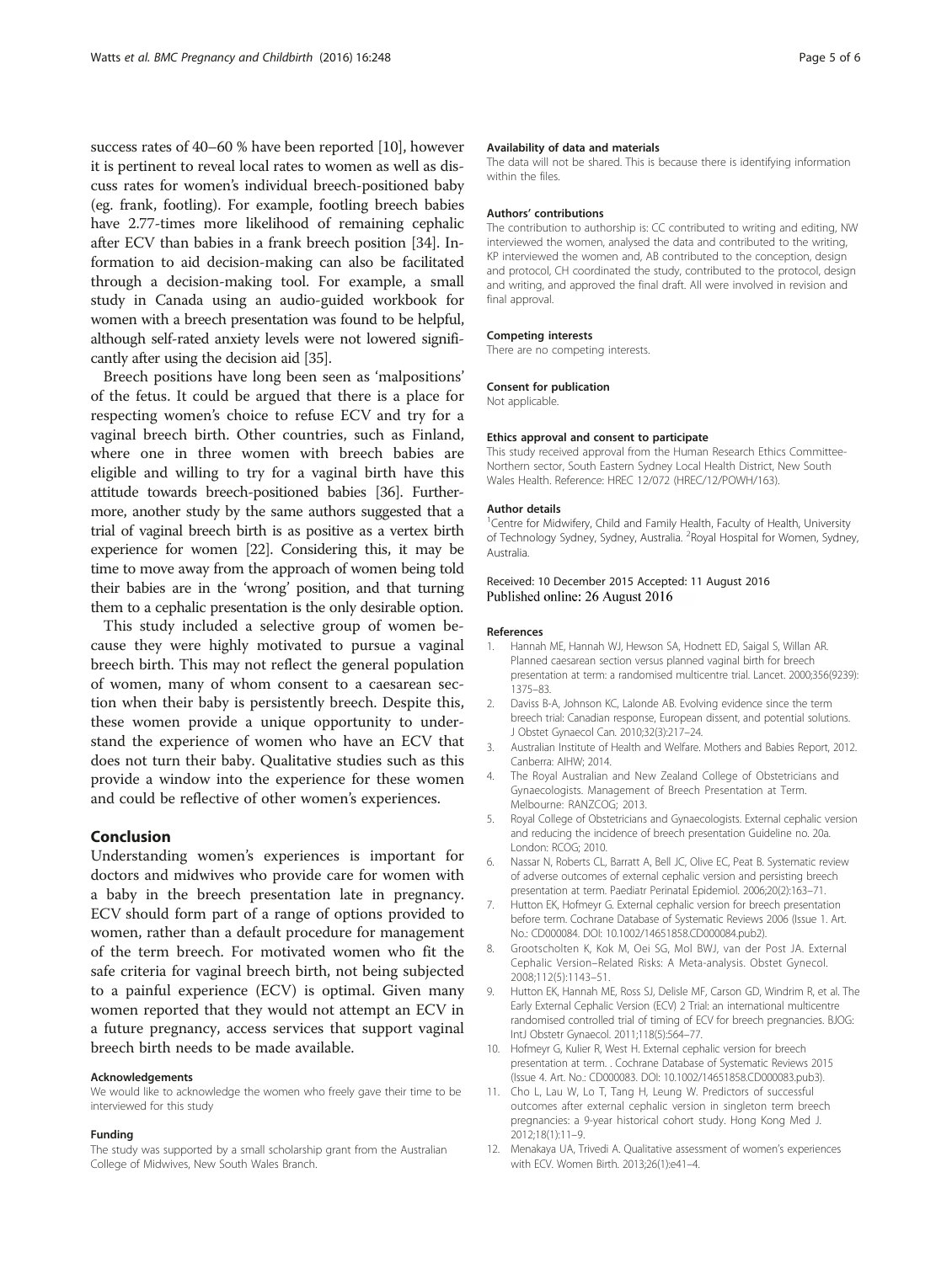success rates of 40–60 % have been reported [10], however it is pertinent to reveal local rates to women as well as discuss rates for women's individual breech-positioned baby (eg. frank, footling). For example, footling breech babies have 2.77-times more likelihood of remaining cephalic after ECV than babies in a frank breech position [34]. Information to aid decision-making can also be facilitated through a decision-making tool. For example, a small study in Canada using an audio-guided workbook for women with a breech presentation was found to be helpful, although self-rated anxiety levels were not lowered significantly after using the decision aid [35].

Breech positions have long been seen as 'malpositions' of the fetus. It could be argued that there is a place for respecting women's choice to refuse ECV and try for a vaginal breech birth. Other countries, such as Finland, where one in three women with breech babies are eligible and willing to try for a vaginal birth have this attitude towards breech-positioned babies [36]. Furthermore, another study by the same authors suggested that a trial of vaginal breech birth is as positive as a vertex birth experience for women [22]. Considering this, it may be time to move away from the approach of women being told their babies are in the 'wrong' position, and that turning them to a cephalic presentation is the only desirable option.

This study included a selective group of women because they were highly motivated to pursue a vaginal breech birth. This may not reflect the general population of women, many of whom consent to a caesarean section when their baby is persistently breech. Despite this, these women provide a unique opportunity to understand the experience of women who have an ECV that does not turn their baby. Qualitative studies such as this provide a window into the experience for these women and could be reflective of other women's experiences.

## Conclusion

Understanding women's experiences is important for doctors and midwives who provide care for women with a baby in the breech presentation late in pregnancy. ECV should form part of a range of options provided to women, rather than a default procedure for management of the term breech. For motivated women who fit the safe criteria for vaginal breech birth, not being subjected to a painful experience (ECV) is optimal. Given many women reported that they would not attempt an ECV in a future pregnancy, access services that support vaginal breech birth needs to be made available.

#### Acknowledgements

We would like to acknowledge the women who freely gave their time to be interviewed for this study

#### Funding

The study was supported by a small scholarship grant from the Australian College of Midwives, New South Wales Branch.

#### Availability of data and materials

The data will not be shared. This is because there is identifying information within the files.

#### Authors' contributions

The contribution to authorship is: CC contributed to writing and editing, NW interviewed the women, analysed the data and contributed to the writing, KP interviewed the women and, AB contributed to the conception, design and protocol, CH coordinated the study, contributed to the protocol, design and writing, and approved the final draft. All were involved in revision and final approval.

#### Competing interests

There are no competing interests.

#### Consent for publication

Not applicable.

#### Ethics approval and consent to participate

This study received approval from the Human Research Ethics Committee-Northern sector, South Eastern Sydney Local Health District, New South Wales Health. Reference: HREC 12/072 (HREC/12/POWH/163).

#### Author details

[1]Centre for Midwifery, Child and Family Health, Faculty of Health, University of Technology Sydney, Sydney, Australia. [2]Royal Hospital for Women, Sydney, Australia.

Received: 10 December 2015 Accepted: 11 August 2016
Published online: 26 August 2016

#### References

1. Hannah ME, Hannah WJ, Hewson SA, Hodnett ED, Saigal S, Willan AR. Planned caesarean section versus planned vaginal birth for breech presentation at term: a randomised multicentre trial. Lancet. 2000;356(9239): 1375–83.
2. Daviss B-A, Johnson KC, Lalonde AB. Evolving evidence since the term breech trial: Canadian response, European dissent, and potential solutions. J Obstet Gynaecol Can. 2010;32(3):217–24.
3. Australian Institute of Health and Welfare. Mothers and Babies Report, 2012. Canberra: AIHW; 2014.
4. The Royal Australian and New Zealand College of Obstetricians and Gynaecologists. Management of Breech Presentation at Term. Melbourne: RANZCOG; 2013.
5. Royal College of Obstetricians and Gynaecologists. External cephalic version and reducing the incidence of breech presentation Guideline no. 20a. London: RCOG; 2010.
6. Nassar N, Roberts CL, Barratt A, Bell JC, Olive EC, Peat B. Systematic review of adverse outcomes of external cephalic version and persisting breech presentation at term. Paediatr Perinatal Epidemiol. 2006;20(2):163–71.
7. Hutton EK, Hofmeyr G. External cephalic version for breech presentation before term. Cochrane Database of Systematic Reviews 2006 (Issue 1. Art. No.: CD000084. DOI: 10.1002/14651858.CD000084.pub2).
8. Grootscholten K, Kok M, Oei SG, Mol BWJ, van der Post JA. External Cephalic Version–Related Risks: A Meta-analysis. Obstet Gynecol. 2008;112(5):1143–51.
9. Hutton EK, Hannah ME, Ross SJ, Delisle MF, Carson GD, Windrim R, et al. The Early External Cephalic Version (ECV) 2 Trial: an international multicentre randomised controlled trial of timing of ECV for breech pregnancies. BJOG: IntJ Obstetr Gynaecol. 2011;118(5):564–77.
10. Hofmeyr G, Kulier R, West H. External cephalic version for breech presentation at term. . Cochrane Database of Systematic Reviews 2015 (Issue 4. Art. No.: CD000083. DOI: 10.1002/14651858.CD000083.pub3).
11. Cho L, Lau W, Lo T, Tang H, Leung W. Predictors of successful outcomes after external cephalic version in singleton term breech pregnancies: a 9-year historical cohort study. Hong Kong Med J. 2012;18(1):11–9.
12. Menakaya UA, Trivedi A. Qualitative assessment of women's experiences with ECV. Women Birth. 2013;26(1):e41–4.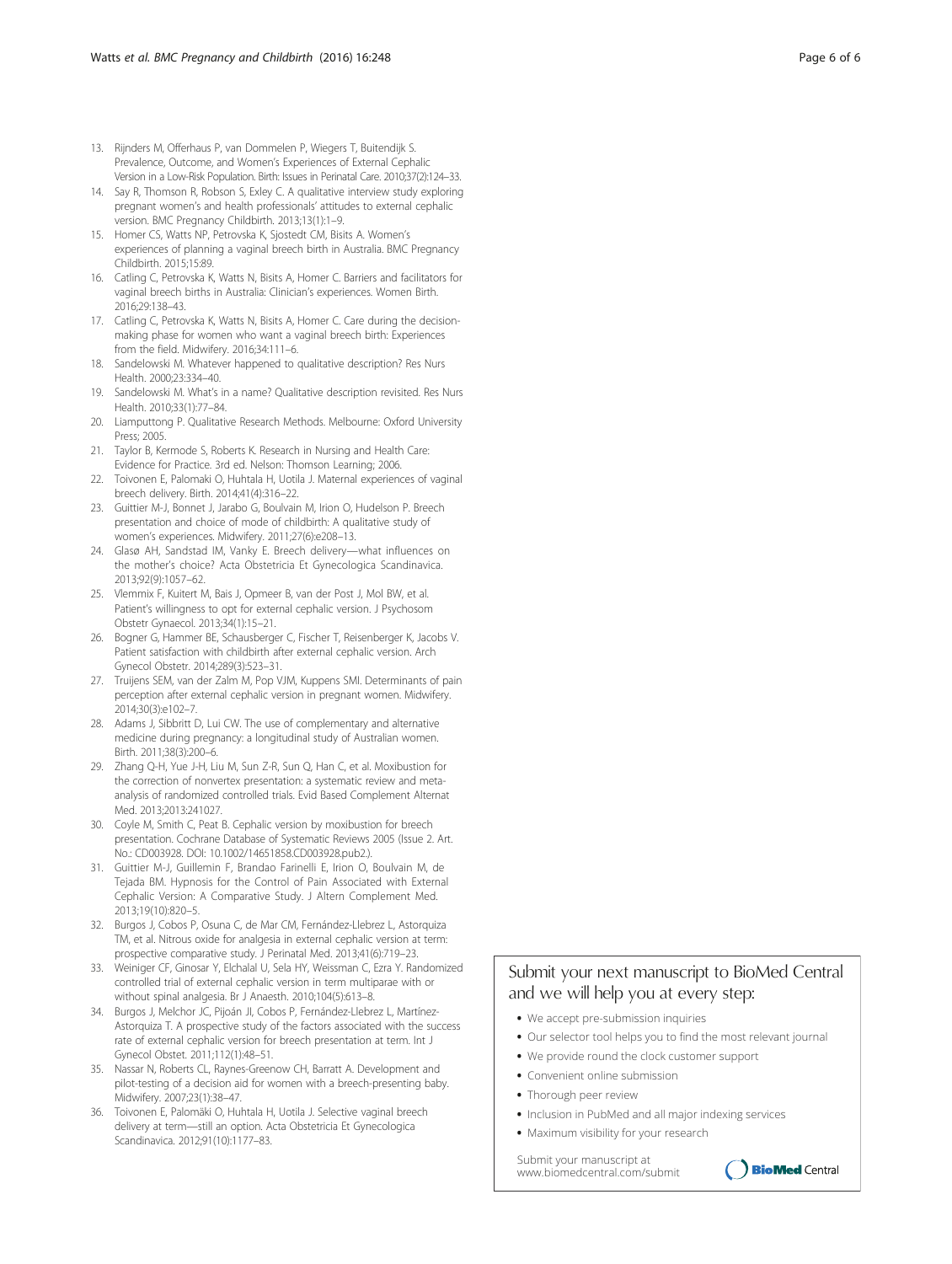13. Rijnders M, Offerhaus P, van Dommelen P, Wiegers T, Buitendijk S. Prevalence, Outcome, and Women's Experiences of External Cephalic Version in a Low-Risk Population. Birth: Issues in Perinatal Care. 2010;37(2):124–33.
14. Say R, Thomson R, Robson S, Exley C. A qualitative interview study exploring pregnant women's and health professionals' attitudes to external cephalic version. BMC Pregnancy Childbirth. 2013;13(1):1–9.
15. Homer CS, Watts NP, Petrovska K, Sjostedt CM, Bisits A. Women's experiences of planning a vaginal breech birth in Australia. BMC Pregnancy Childbirth. 2015;15:89.
16. Catling C, Petrovska K, Watts N, Bisits A, Homer C. Barriers and facilitators for vaginal breech births in Australia: Clinician's experiences. Women Birth. 2016;29:138–43.
17. Catling C, Petrovska K, Watts N, Bisits A, Homer C. Care during the decision-making phase for women who want a vaginal breech birth: Experiences from the field. Midwifery. 2016;34:111–6.
18. Sandelowski M. Whatever happened to qualitative description? Res Nurs Health. 2000;23:334–40.
19. Sandelowski M. What's in a name? Qualitative description revisited. Res Nurs Health. 2010;33(1):77–84.
20. Liamputtong P. Qualitative Research Methods. Melbourne: Oxford University Press; 2005.
21. Taylor B, Kermode S, Roberts K. Research in Nursing and Health Care: Evidence for Practice. 3rd ed. Nelson: Thomson Learning; 2006.
22. Toivonen E, Palomaki O, Huhtala H, Uotila J. Maternal experiences of vaginal breech delivery. Birth. 2014;41(4):316–22.
23. Guittier M-J, Bonnet J, Jarabo G, Boulvain M, Irion O, Hudelson P. Breech presentation and choice of mode of childbirth: A qualitative study of women's experiences. Midwifery. 2011;27(6):e208–13.
24. Glasø AH, Sandstad IM, Vanky E. Breech delivery—what influences on the mother's choice? Acta Obstetricia Et Gynecologica Scandinavica. 2013;92(9):1057–62.
25. Vlemmix F, Kuitert M, Bais J, Opmeer B, van der Post J, Mol BW, et al. Patient's willingness to opt for external cephalic version. J Psychosom Obstetr Gynaecol. 2013;34(1):15–21.
26. Bogner G, Hammer BE, Schausberger C, Fischer T, Reisenberger K, Jacobs V. Patient satisfaction with childbirth after external cephalic version. Arch Gynecol Obstetr. 2014;289(3):523–31.
27. Truijens SEM, van der Zalm M, Pop VJM, Kuppens SMI. Determinants of pain perception after external cephalic version in pregnant women. Midwifery. 2014;30(3):e102–7.
28. Adams J, Sibbritt D, Lui CW. The use of complementary and alternative medicine during pregnancy: a longitudinal study of Australian women. Birth. 2011;38(3):200–6.
29. Zhang Q-H, Yue J-H, Liu M, Sun Z-R, Sun Q, Han C, et al. Moxibustion for the correction of nonvertex presentation: a systematic review and meta-analysis of randomized controlled trials. Evid Based Complement Alternat Med. 2013;2013:241027.
30. Coyle M, Smith C, Peat B. Cephalic version by moxibustion for breech presentation. Cochrane Database of Systematic Reviews 2005 (Issue 2. Art. No.: CD003928. DOI: 10.1002/14651858.CD003928.pub2.).
31. Guittier M-J, Guillemin F, Brandao Farinelli E, Irion O, Boulvain M, de Tejada BM. Hypnosis for the Control of Pain Associated with External Cephalic Version: A Comparative Study. J Altern Complement Med. 2013;19(10):820–5.
32. Burgos J, Cobos P, Osuna C, de Mar CM, Fernández-Llebrez L, Astorquiza TM, et al. Nitrous oxide for analgesia in external cephalic version at term: prospective comparative study. J Perinatal Med. 2013;41(6):719–23.
33. Weiniger CF, Ginosar Y, Elchalal U, Sela HY, Weissman C, Ezra Y. Randomized controlled trial of external cephalic version in term multiparae with or without spinal analgesia. Br J Anaesth. 2010;104(5):613–8.
34. Burgos J, Melchor JC, Pijoán JI, Cobos P, Fernández-Llebrez L, Martínez-Astorquiza T. A prospective study of the factors associated with the success rate of external cephalic version for breech presentation at term. Int J Gynecol Obstet. 2011;112(1):48–51.
35. Nassar N, Roberts CL, Raynes-Greenow CH, Barratt A. Development and pilot-testing of a decision aid for women with a breech-presenting baby. Midwifery. 2007;23(1):38–47.
36. Toivonen E, Palomäki O, Huhtala H, Uotila J. Selective vaginal breech delivery at term—still an option. Acta Obstetricia Et Gynecologica Scandinavica. 2012;91(10):1177–83.

Submit your next manuscript to BioMed Central and we will help you at every step:

- We accept pre-submission inquiries
- Our selector tool helps you to find the most relevant journal
- We provide round the clock customer support
- Convenient online submission
- Thorough peer review
- Inclusion in PubMed and all major indexing services
- Maximum visibility for your research

Submit your manuscript at www.biomedcentral.com/submit

BioMed Central